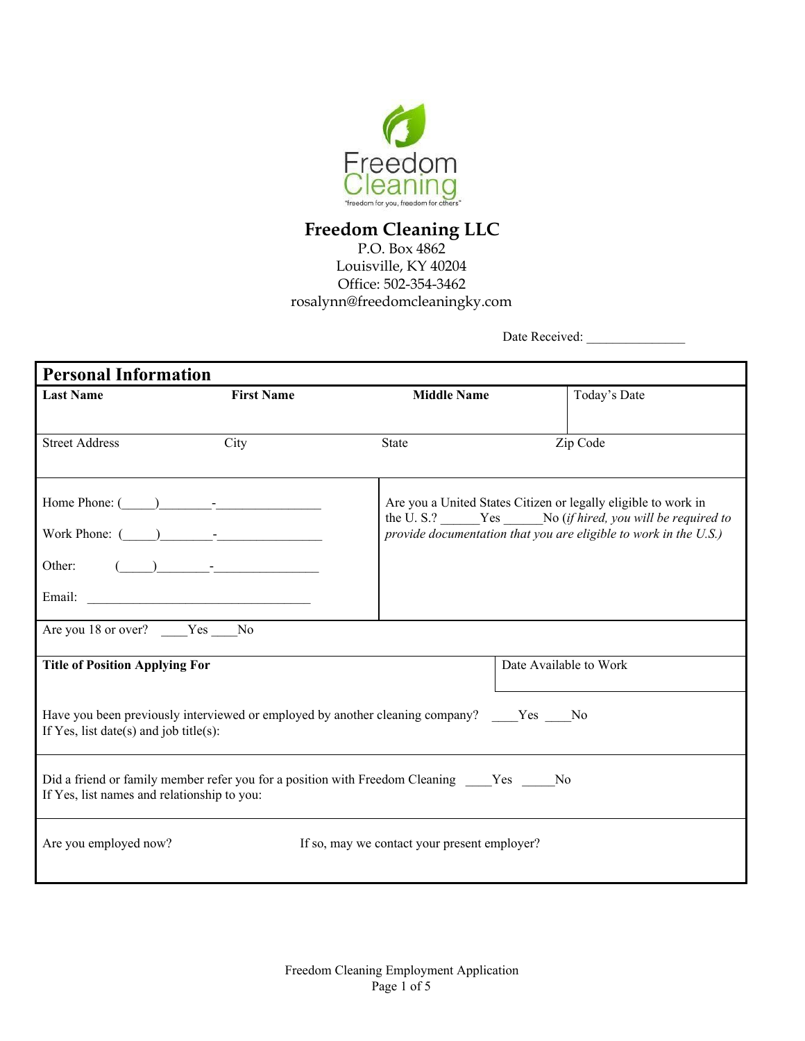Freedom Cleaning

"freedom for you, freedom for others"

# Freedom Cleaning LLC

P.O. Box 4862
Louisville, KY 40204
Office: 502-354-3462
rosalynn@freedomcleaningky.com

Date Received: _______________

## Personal Information

| **Last Name** | **First Name** | **Middle Name** | Today's Date |
|---|---|---|---|
| | | | |

| Street Address | City | State | Zip Code |
|---|---|---|---|
| | | | |

Home Phone: (_____)________-________________

Work Phone: (_____)________-________________

Other: (_____)________-________________

Email: ___________________________________

Are you a United States Citizen or legally eligible to work in the U. S.? ______Yes ______No (*if hired, you will be required to provide documentation that you are eligible to work in the U.S.)*

Are you 18 or over? ____Yes ____No

| **Title of Position Applying For** | Date Available to Work |
|---|---|
| | |

Have you been previously interviewed or employed by another cleaning company? ____Yes ____No
If Yes, list date(s) and job title(s):

Did a friend or family member refer you for a position with Freedom Cleaning ____Yes _____No
If Yes, list names and relationship to you:

Are you employed now? If so, may we contact your present employer?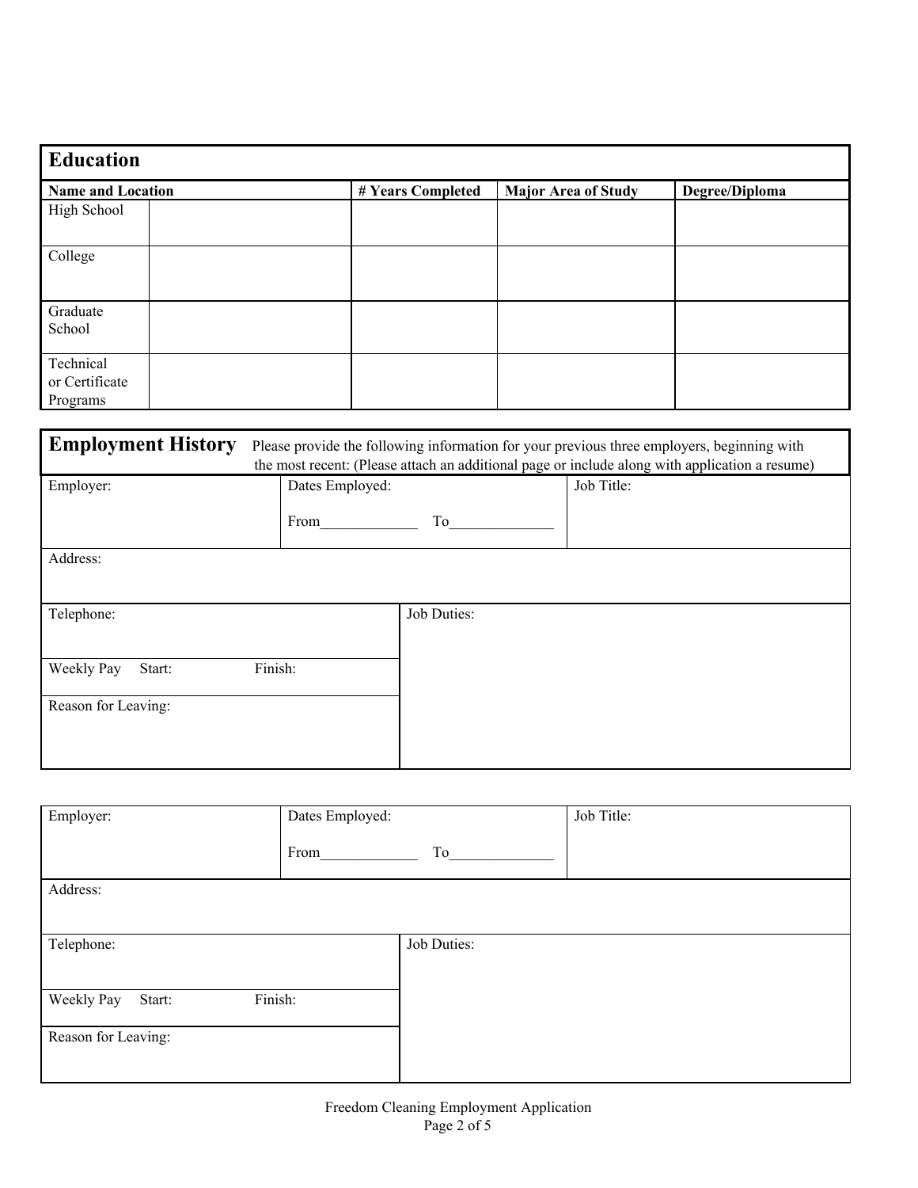## Education

| Name and Location | | # Years Completed | Major Area of Study | Degree/Diploma |
|---|---|---|---|---|
| High School | | | | |
| College | | | | |
| Graduate School | | | | |
| Technical or Certificate Programs | | | | |

## Employment History

Please provide the following information for your previous three employers, beginning with the most recent: (Please attach an additional page or include along with application a resume)

| Employer: | Dates Employed: From_____________ To______________ | Job Title: |
|---|---|---|
| Address: | | |
| Telephone: | Job Duties: | |
| Weekly Pay Start: Finish: | | |
| Reason for Leaving: | | |

| Employer: | Dates Employed: From_____________ To______________ | Job Title: |
|---|---|---|
| Address: | | |
| Telephone: | Job Duties: | |
| Weekly Pay Start: Finish: | | |
| Reason for Leaving: | | |

Freedom Cleaning Employment Application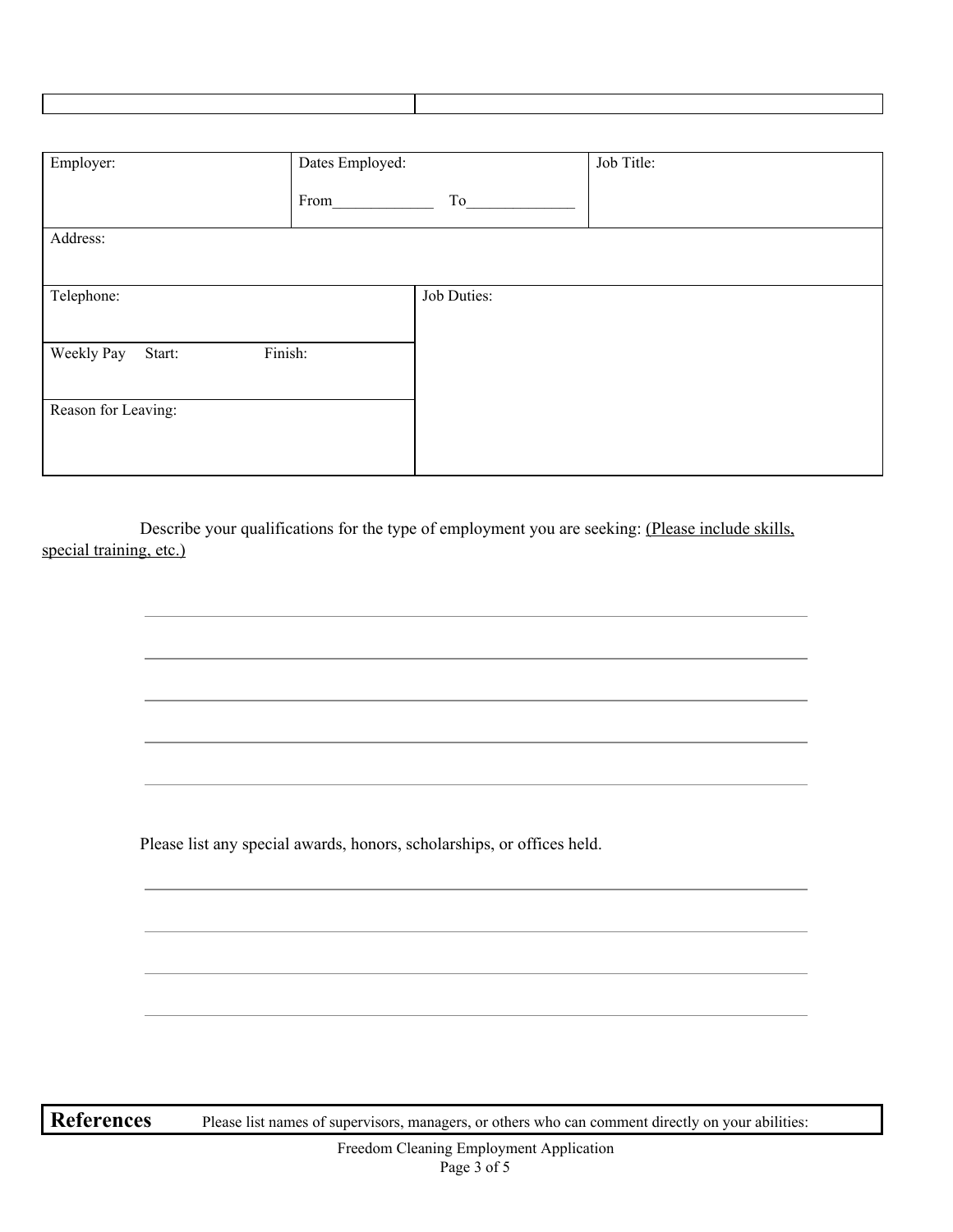| | |
|---|---|
| | |

| Employer: | Dates Employed: From\_\_\_\_\_\_\_\_\_\_\_\_\_ To\_\_\_\_\_\_\_\_\_\_\_\_\_\_ | Job Title: |
|---|---|---|
| Address: | | |
| Telephone: | Job Duties: | |
| Weekly Pay Start: Finish: | | |
| Reason for Leaving: | | |

Describe your qualifications for the type of employment you are seeking: (Please include skills, special training, etc.)

\_\_\_\_\_\_\_\_\_\_\_\_\_\_\_\_\_\_\_\_\_\_\_\_\_\_\_\_\_\_\_\_\_\_\_\_\_\_\_\_\_\_\_\_\_\_\_\_\_\_\_\_\_\_\_\_\_\_\_\_\_\_\_\_\_\_\_\_

\_\_\_\_\_\_\_\_\_\_\_\_\_\_\_\_\_\_\_\_\_\_\_\_\_\_\_\_\_\_\_\_\_\_\_\_\_\_\_\_\_\_\_\_\_\_\_\_\_\_\_\_\_\_\_\_\_\_\_\_\_\_\_\_\_\_\_\_

\_\_\_\_\_\_\_\_\_\_\_\_\_\_\_\_\_\_\_\_\_\_\_\_\_\_\_\_\_\_\_\_\_\_\_\_\_\_\_\_\_\_\_\_\_\_\_\_\_\_\_\_\_\_\_\_\_\_\_\_\_\_\_\_\_\_\_\_

\_\_\_\_\_\_\_\_\_\_\_\_\_\_\_\_\_\_\_\_\_\_\_\_\_\_\_\_\_\_\_\_\_\_\_\_\_\_\_\_\_\_\_\_\_\_\_\_\_\_\_\_\_\_\_\_\_\_\_\_\_\_\_\_\_\_\_\_

\_\_\_\_\_\_\_\_\_\_\_\_\_\_\_\_\_\_\_\_\_\_\_\_\_\_\_\_\_\_\_\_\_\_\_\_\_\_\_\_\_\_\_\_\_\_\_\_\_\_\_\_\_\_\_\_\_\_\_\_\_\_\_\_\_\_\_\_

Please list any special awards, honors, scholarships, or offices held.

\_\_\_\_\_\_\_\_\_\_\_\_\_\_\_\_\_\_\_\_\_\_\_\_\_\_\_\_\_\_\_\_\_\_\_\_\_\_\_\_\_\_\_\_\_\_\_\_\_\_\_\_\_\_\_\_\_\_\_\_\_\_\_\_\_\_\_\_

\_\_\_\_\_\_\_\_\_\_\_\_\_\_\_\_\_\_\_\_\_\_\_\_\_\_\_\_\_\_\_\_\_\_\_\_\_\_\_\_\_\_\_\_\_\_\_\_\_\_\_\_\_\_\_\_\_\_\_\_\_\_\_\_\_\_\_\_

\_\_\_\_\_\_\_\_\_\_\_\_\_\_\_\_\_\_\_\_\_\_\_\_\_\_\_\_\_\_\_\_\_\_\_\_\_\_\_\_\_\_\_\_\_\_\_\_\_\_\_\_\_\_\_\_\_\_\_\_\_\_\_\_\_\_\_\_

\_\_\_\_\_\_\_\_\_\_\_\_\_\_\_\_\_\_\_\_\_\_\_\_\_\_\_\_\_\_\_\_\_\_\_\_\_\_\_\_\_\_\_\_\_\_\_\_\_\_\_\_\_\_\_\_\_\_\_\_\_\_\_\_\_\_\_\_

## References

Please list names of supervisors, managers, or others who can comment directly on your abilities:

Freedom Cleaning Employment Application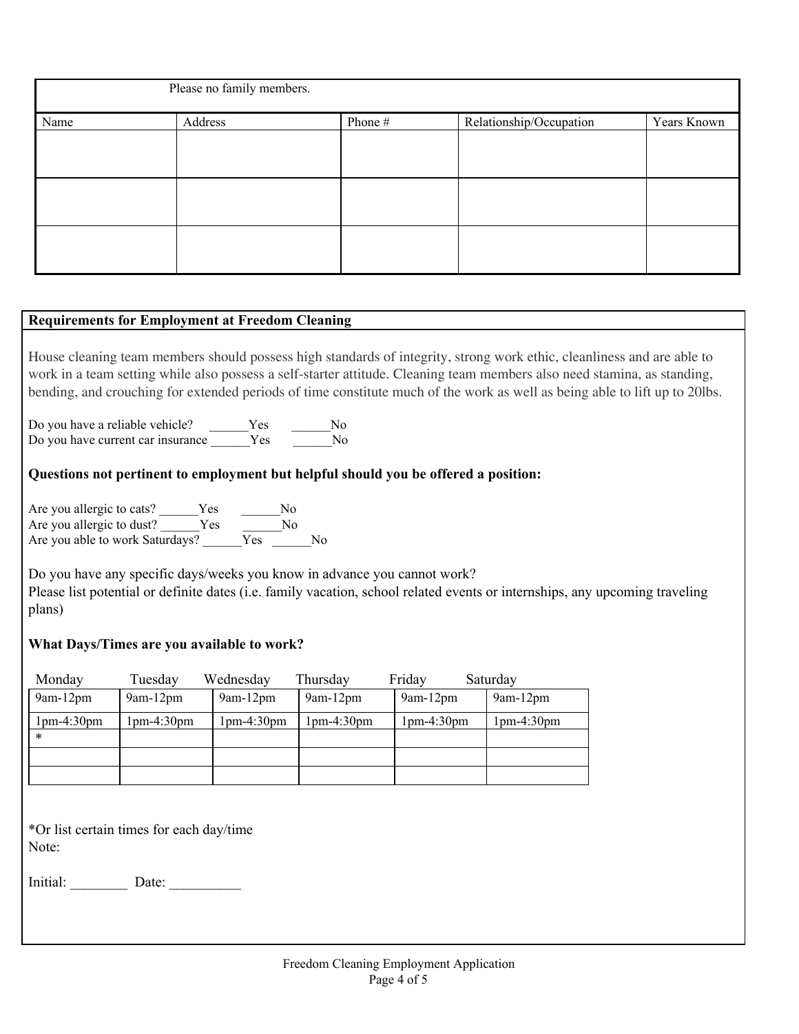| Please no family members. | | | | |
|---|---|---|---|---|
| Name | Address | Phone # | Relationship/Occupation | Years Known |
| | | | | |
| | | | | |
| | | | | |

**Requirements for Employment at Freedom Cleaning**

House cleaning team members should possess high standards of integrity, strong work ethic, cleanliness and are able to work in a team setting while also possess a self-starter attitude. Cleaning team members also need stamina, as standing, bending, and crouching for extended periods of time constitute much of the work as well as being able to lift up to 20lbs.

Do you have a reliable vehicle? ______Yes ______No
Do you have current car insurance ______Yes ______No

**Questions not pertinent to employment but helpful should you be offered a position:**

Are you allergic to cats? ______Yes ______No
Are you allergic to dust? ______Yes ______No
Are you able to work Saturdays? ______Yes ______No

Do you have any specific days/weeks you know in advance you cannot work?
Please list potential or definite dates (i.e. family vacation, school related events or internships, any upcoming traveling plans)

**What Days/Times are you available to work?**

| Monday | Tuesday | Wednesday | Thursday | Friday | Saturday |
|---|---|---|---|---|---|
| 9am-12pm | 9am-12pm | 9am-12pm | 9am-12pm | 9am-12pm | 9am-12pm |
| 1pm-4:30pm | 1pm-4:30pm | 1pm-4:30pm | 1pm-4:30pm | 1pm-4:30pm | 1pm-4:30pm |
| * | | | | | |
| | | | | | |
| | | | | | |

*Or list certain times for each day/time
Note:

Initial: ________ Date: __________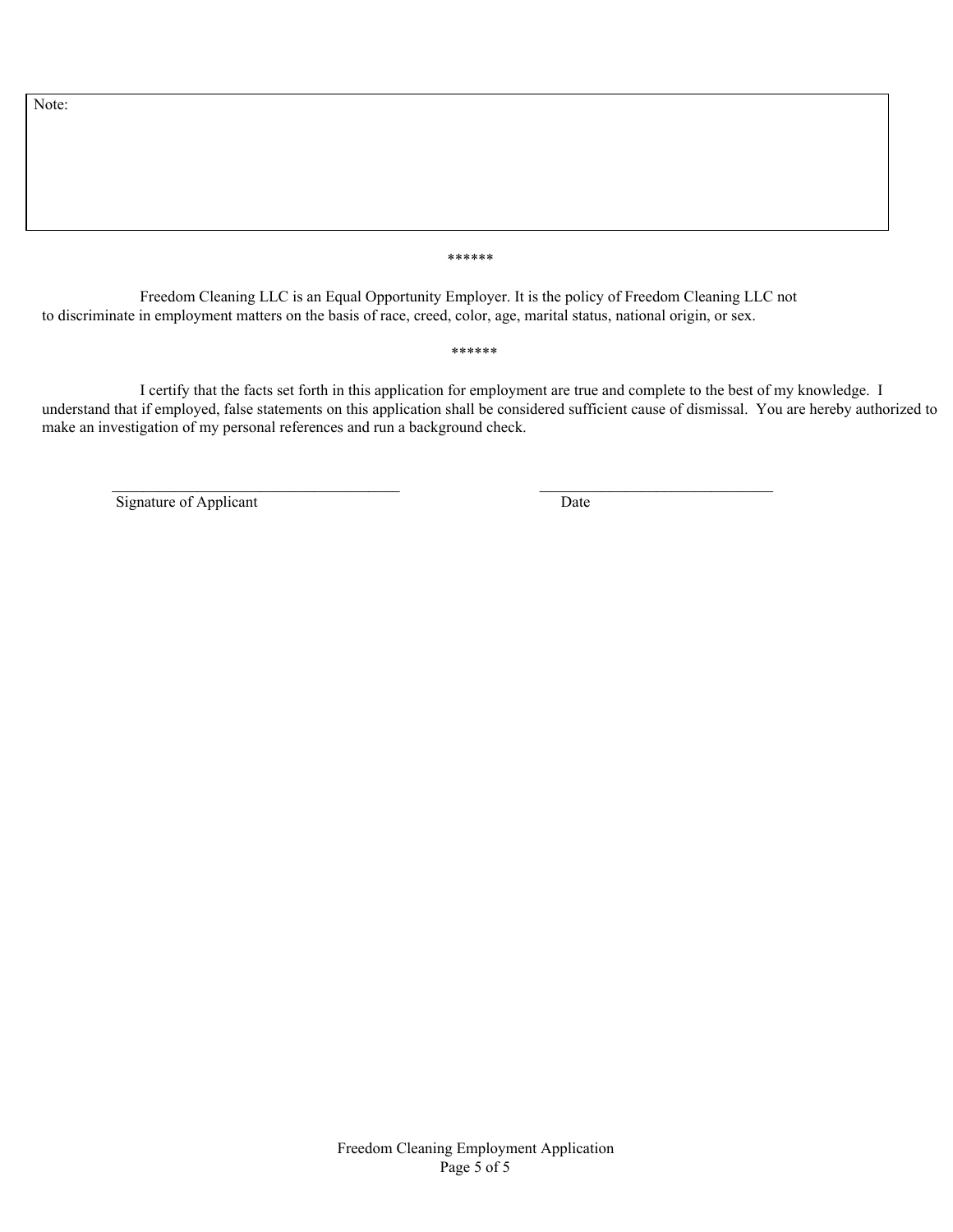Note:

******

Freedom Cleaning LLC is an Equal Opportunity Employer. It is the policy of Freedom Cleaning LLC not to discriminate in employment matters on the basis of race, creed, color, age, marital status, national origin, or sex.

******

I certify that the facts set forth in this application for employment are true and complete to the best of my knowledge. I understand that if employed, false statements on this application shall be considered sufficient cause of dismissal. You are hereby authorized to make an investigation of my personal references and run a background check.

_____________________________________ Signature of Applicant

______________________________ Date